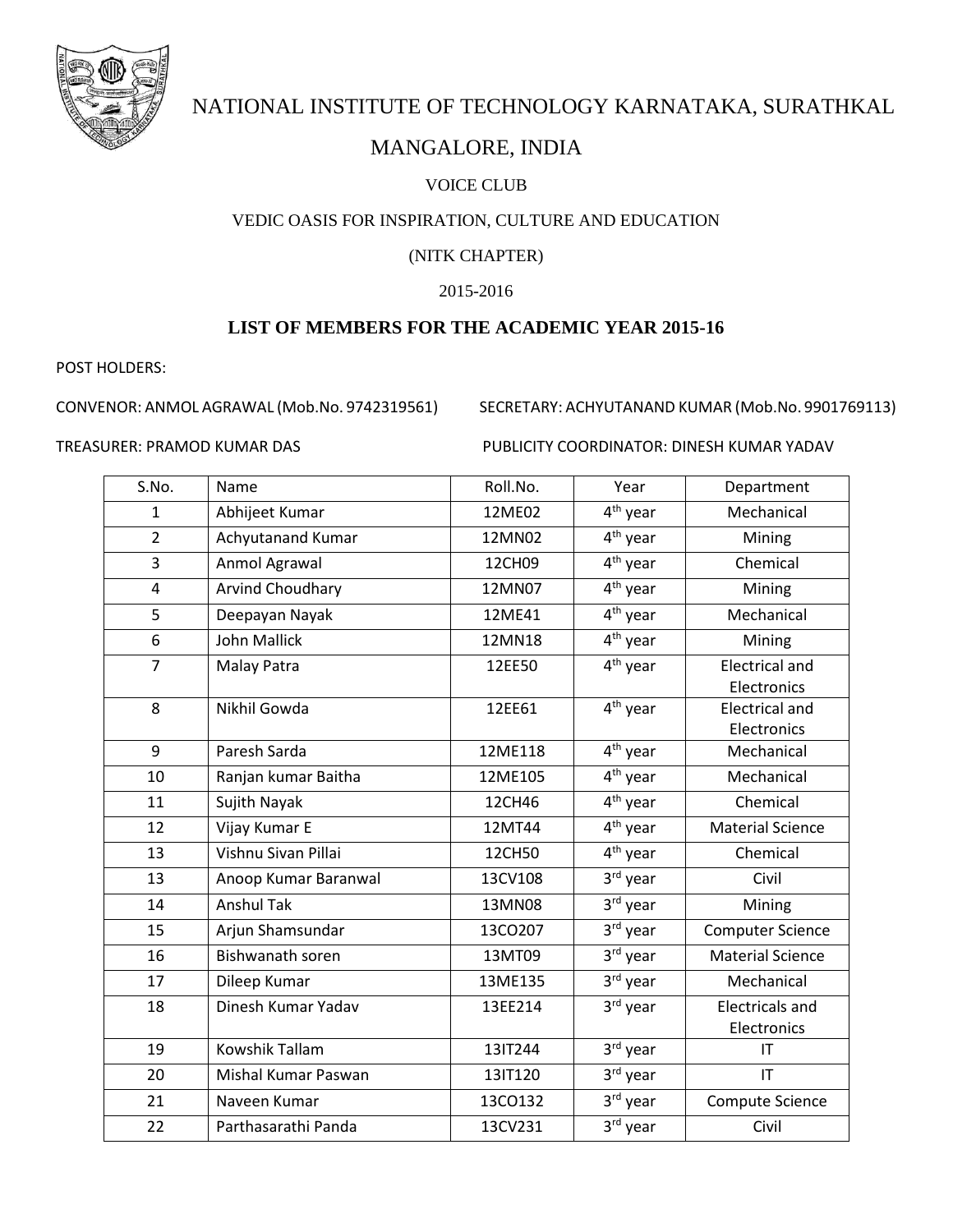# NATIONAL INSTITUTE OF TECHNOLOGY KARNATAKA, SURATHKAL

## MANGALORE, INDIA

VOICE CLUB

VEDIC OASIS FOR INSPIRATION, CULTURE AND EDUCATION

(NITK CHAPTER)

2015-2016

### LIST OF MEMBERS FOR THE ACADEMIC YEAR 2015-16

POST HOLDERS:

CONVENOR: ANMOL AGRAWAL (Mob.No. 9742319561)

SECRETARY: ACHYUTANAND KUMAR (Mob.No. 9901769113)

TREASURER: PRAMOD KUMAR DAS

PUBLICITY COORDINATOR: DINESH KUMAR YADAV

| S.No. | Name | Roll.No. | Year | Department |
|---|---|---|---|---|
| 1 | Abhijeet Kumar | 12ME02 | 4th year | Mechanical |
| 2 | Achyutanand Kumar | 12MN02 | 4th year | Mining |
| 3 | Anmol Agrawal | 12CH09 | 4th year | Chemical |
| 4 | Arvind Choudhary | 12MN07 | 4th year | Mining |
| 5 | Deepayan Nayak | 12ME41 | 4th year | Mechanical |
| 6 | John Mallick | 12MN18 | 4th year | Mining |
| 7 | Malay Patra | 12EE50 | 4th year | Electrical and Electronics |
| 8 | Nikhil Gowda | 12EE61 | 4th year | Electrical and Electronics |
| 9 | Paresh Sarda | 12ME118 | 4th year | Mechanical |
| 10 | Ranjan kumar Baitha | 12ME105 | 4th year | Mechanical |
| 11 | Sujith Nayak | 12CH46 | 4th year | Chemical |
| 12 | Vijay Kumar E | 12MT44 | 4th year | Material Science |
| 13 | Vishnu Sivan Pillai | 12CH50 | 4th year | Chemical |
| 13 | Anoop Kumar Baranwal | 13CV108 | 3rd year | Civil |
| 14 | Anshul Tak | 13MN08 | 3rd year | Mining |
| 15 | Arjun Shamsundar | 13CO207 | 3rd year | Computer Science |
| 16 | Bishwanath soren | 13MT09 | 3rd year | Material Science |
| 17 | Dileep Kumar | 13ME135 | 3rd year | Mechanical |
| 18 | Dinesh Kumar Yadav | 13EE214 | 3rd year | Electricals and Electronics |
| 19 | Kowshik Tallam | 13IT244 | 3rd year | IT |
| 20 | Mishal Kumar Paswan | 13IT120 | 3rd year | IT |
| 21 | Naveen Kumar | 13CO132 | 3rd year | Compute Science |
| 22 | Parthasarathi Panda | 13CV231 | 3rd year | Civil |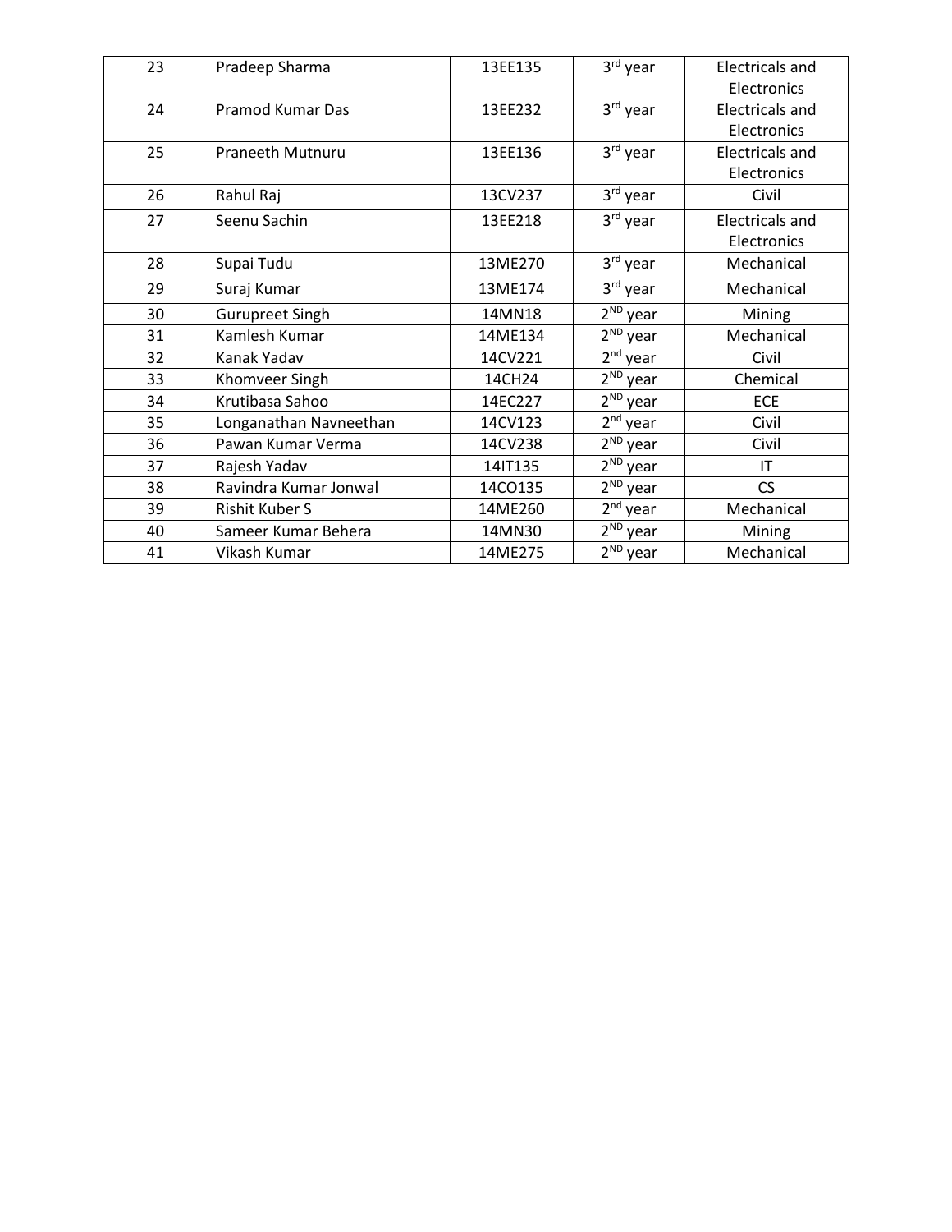| | | | | |
|---|---|---|---|---|
| 23 | Pradeep Sharma | 13EE135 | 3rd year | Electricals and Electronics |
| 24 | Pramod Kumar Das | 13EE232 | 3rd year | Electricals and Electronics |
| 25 | Praneeth Mutnuru | 13EE136 | 3rd year | Electricals and Electronics |
| 26 | Rahul Raj | 13CV237 | 3rd year | Civil |
| 27 | Seenu Sachin | 13EE218 | 3rd year | Electricals and Electronics |
| 28 | Supai Tudu | 13ME270 | 3rd year | Mechanical |
| 29 | Suraj Kumar | 13ME174 | 3rd year | Mechanical |
| 30 | Gurupreet Singh | 14MN18 | 2ND year | Mining |
| 31 | Kamlesh Kumar | 14ME134 | 2ND year | Mechanical |
| 32 | Kanak Yadav | 14CV221 | 2nd year | Civil |
| 33 | Khomveer Singh | 14CH24 | 2ND year | Chemical |
| 34 | Krutibasa Sahoo | 14EC227 | 2ND year | ECE |
| 35 | Longanathan Navneethan | 14CV123 | 2nd year | Civil |
| 36 | Pawan Kumar Verma | 14CV238 | 2ND year | Civil |
| 37 | Rajesh Yadav | 14IT135 | 2ND year | IT |
| 38 | Ravindra Kumar Jonwal | 14CO135 | 2ND year | CS |
| 39 | Rishit Kuber S | 14ME260 | 2nd year | Mechanical |
| 40 | Sameer Kumar Behera | 14MN30 | 2ND year | Mining |
| 41 | Vikash Kumar | 14ME275 | 2ND year | Mechanical |